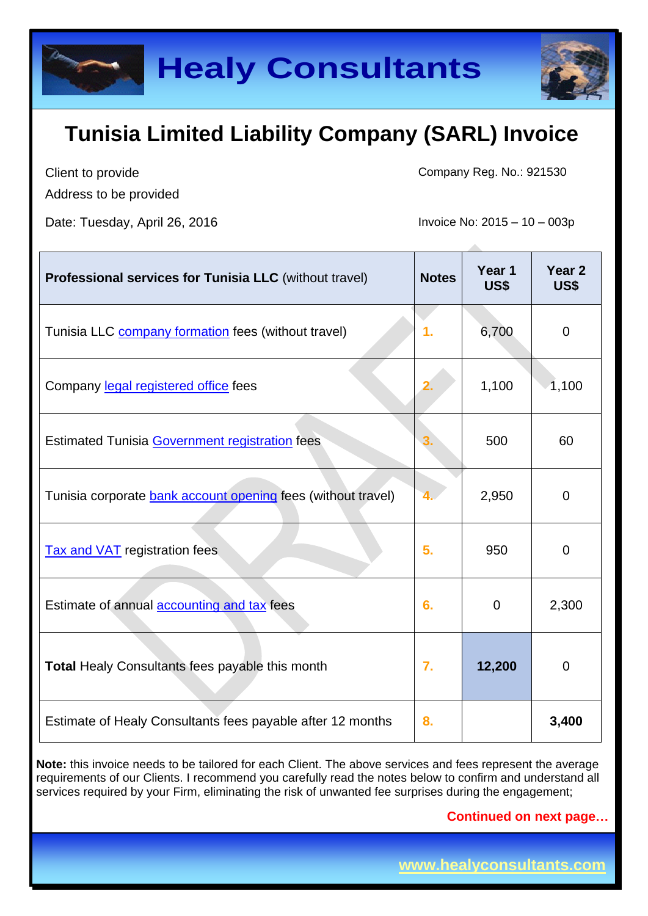# Healy Consultants

## Tunisia Limited Liability Company (SARL) Invoice

Client to provide

Address to be provided

Company Reg. No.: 921530

Date: Tuesday, April 26, 2016

Invoice No: 2015 – 10 – 003p

| **Professional services for Tunisia LLC** (without travel) | **Notes** | **Year 1 US$** | **Year 2 US$** |
|---|---|---|---|
| Tunisia LLC company formation fees (without travel) | 1. | 6,700 | 0 |
| Company legal registered office fees | 2. | 1,100 | 1,100 |
| Estimated Tunisia Government registration fees | 3. | 500 | 60 |
| Tunisia corporate bank account opening fees (without travel) | 4. | 2,950 | 0 |
| Tax and VAT registration fees | 5. | 950 | 0 |
| Estimate of annual accounting and tax fees | 6. | 0 | 2,300 |
| **Total** Healy Consultants fees payable this month | 7. | **12,200** | 0 |
| Estimate of Healy Consultants fees payable after 12 months | 8. | | **3,400** |

**Note:** this invoice needs to be tailored for each Client. The above services and fees represent the average requirements of our Clients. I recommend you carefully read the notes below to confirm and understand all services required by your Firm, eliminating the risk of unwanted fee surprises during the engagement;

**Continued on next page…**

www.healyconsultants.com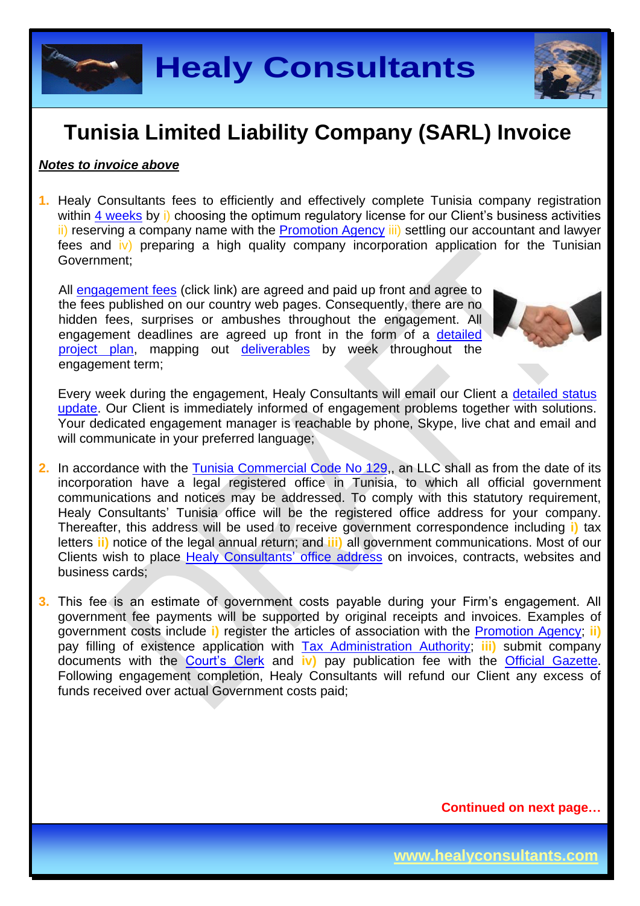# Tunisia Limited Liability Company (SARL) Invoice

***Notes to invoice above***

1. Healy Consultants fees to efficiently and effectively complete Tunisia company registration within 4 weeks by i) choosing the optimum regulatory license for our Client's business activities ii) reserving a company name with the Promotion Agency iii) settling our accountant and lawyer fees and iv) preparing a high quality company incorporation application for the Tunisian Government;

   All engagement fees (click link) are agreed and paid up front and agree to the fees published on our country web pages. Consequently, there are no hidden fees, surprises or ambushes throughout the engagement. All engagement deadlines are agreed up front in the form of a detailed project plan, mapping out deliverables by week throughout the engagement term;

   Every week during the engagement, Healy Consultants will email our Client a detailed status update. Our Client is immediately informed of engagement problems together with solutions. Your dedicated engagement manager is reachable by phone, Skype, live chat and email and will communicate in your preferred language;

2. In accordance with the Tunisia Commercial Code No 129,, an LLC shall as from the date of its incorporation have a legal registered office in Tunisia, to which all official government communications and notices may be addressed. To comply with this statutory requirement, Healy Consultants' Tunisia office will be the registered office address for your company. Thereafter, this address will be used to receive government correspondence including i) tax letters ii) notice of the legal annual return; and iii) all government communications. Most of our Clients wish to place Healy Consultants' office address on invoices, contracts, websites and business cards;

3. This fee is an estimate of government costs payable during your Firm's engagement. All government fee payments will be supported by original receipts and invoices. Examples of government costs include i) register the articles of association with the Promotion Agency; ii) pay filling of existence application with Tax Administration Authority; iii) submit company documents with the Court's Clerk and iv) pay publication fee with the Official Gazette. Following engagement completion, Healy Consultants will refund our Client any excess of funds received over actual Government costs paid;

**Continued on next page…**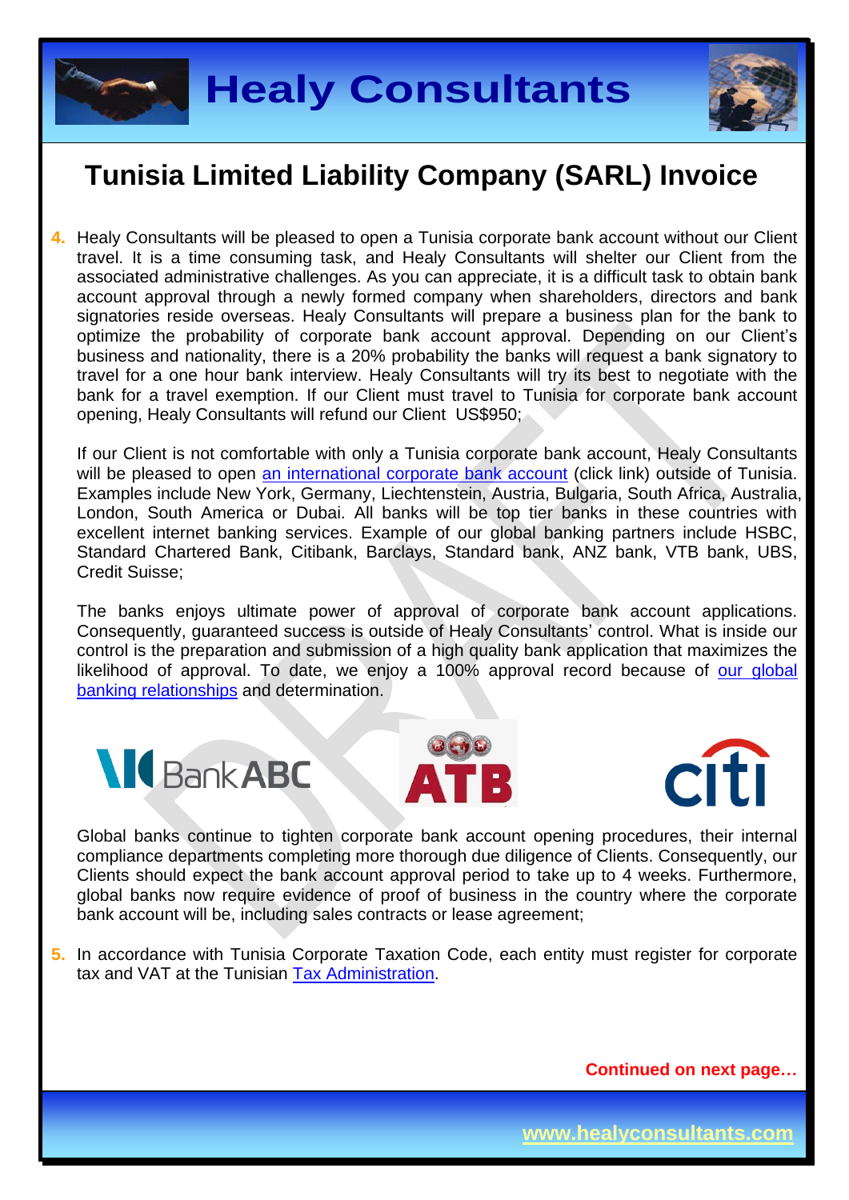# Tunisia Limited Liability Company (SARL) Invoice

4. Healy Consultants will be pleased to open a Tunisia corporate bank account without our Client travel. It is a time consuming task, and Healy Consultants will shelter our Client from the associated administrative challenges. As you can appreciate, it is a difficult task to obtain bank account approval through a newly formed company when shareholders, directors and bank signatories reside overseas. Healy Consultants will prepare a business plan for the bank to optimize the probability of corporate bank account approval. Depending on our Client's business and nationality, there is a 20% probability the banks will request a bank signatory to travel for a one hour bank interview. Healy Consultants will try its best to negotiate with the bank for a travel exemption. If our Client must travel to Tunisia for corporate bank account opening, Healy Consultants will refund our Client US$950;

   If our Client is not comfortable with only a Tunisia corporate bank account, Healy Consultants will be pleased to open an international corporate bank account (click link) outside of Tunisia. Examples include New York, Germany, Liechtenstein, Austria, Bulgaria, South Africa, Australia, London, South America or Dubai. All banks will be top tier banks in these countries with excellent internet banking services. Example of our global banking partners include HSBC, Standard Chartered Bank, Citibank, Barclays, Standard bank, ANZ bank, VTB bank, UBS, Credit Suisse;

   The banks enjoys ultimate power of approval of corporate bank account applications. Consequently, guaranteed success is outside of Healy Consultants' control. What is inside our control is the preparation and submission of a high quality bank application that maximizes the likelihood of approval. To date, we enjoy a 100% approval record because of our global banking relationships and determination.

   Global banks continue to tighten corporate bank account opening procedures, their internal compliance departments completing more thorough due diligence of Clients. Consequently, our Clients should expect the bank account approval period to take up to 4 weeks. Furthermore, global banks now require evidence of proof of business in the country where the corporate bank account will be, including sales contracts or lease agreement;

5. In accordance with Tunisia Corporate Taxation Code, each entity must register for corporate tax and VAT at the Tunisian Tax Administration.

**Continued on next page…**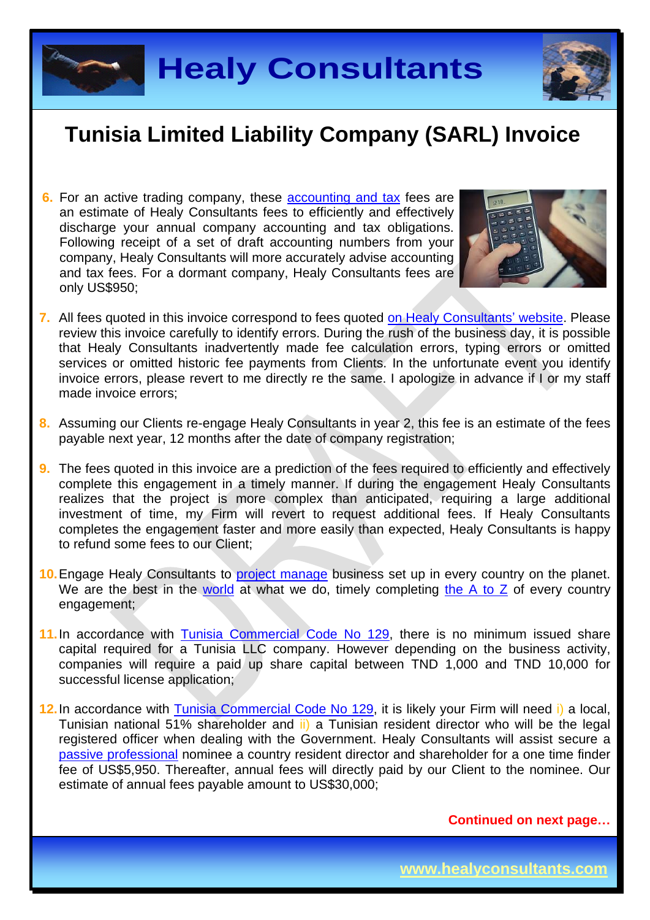# Tunisia Limited Liability Company (SARL) Invoice

6. For an active trading company, these accounting and tax fees are an estimate of Healy Consultants fees to efficiently and effectively discharge your annual company accounting and tax obligations. Following receipt of a set of draft accounting numbers from your company, Healy Consultants will more accurately advise accounting and tax fees. For a dormant company, Healy Consultants fees are only US$950;

7. All fees quoted in this invoice correspond to fees quoted on Healy Consultants' website. Please review this invoice carefully to identify errors. During the rush of the business day, it is possible that Healy Consultants inadvertently made fee calculation errors, typing errors or omitted services or omitted historic fee payments from Clients. In the unfortunate event you identify invoice errors, please revert to me directly re the same. I apologize in advance if I or my staff made invoice errors;

8. Assuming our Clients re-engage Healy Consultants in year 2, this fee is an estimate of the fees payable next year, 12 months after the date of company registration;

9. The fees quoted in this invoice are a prediction of the fees required to efficiently and effectively complete this engagement in a timely manner. If during the engagement Healy Consultants realizes that the project is more complex than anticipated, requiring a large additional investment of time, my Firm will revert to request additional fees. If Healy Consultants completes the engagement faster and more easily than expected, Healy Consultants is happy to refund some fees to our Client;

10. Engage Healy Consultants to project manage business set up in every country on the planet. We are the best in the world at what we do, timely completing the A to Z of every country engagement;

11. In accordance with Tunisia Commercial Code No 129, there is no minimum issued share capital required for a Tunisia LLC company. However depending on the business activity, companies will require a paid up share capital between TND 1,000 and TND 10,000 for successful license application;

12. In accordance with Tunisia Commercial Code No 129, it is likely your Firm will need i) a local, Tunisian national 51% shareholder and ii) a Tunisian resident director who will be the legal registered officer when dealing with the Government. Healy Consultants will assist secure a passive professional nominee a country resident director and shareholder for a one time finder fee of US$5,950. Thereafter, annual fees will directly paid by our Client to the nominee. Our estimate of annual fees payable amount to US$30,000;

**Continued on next page…**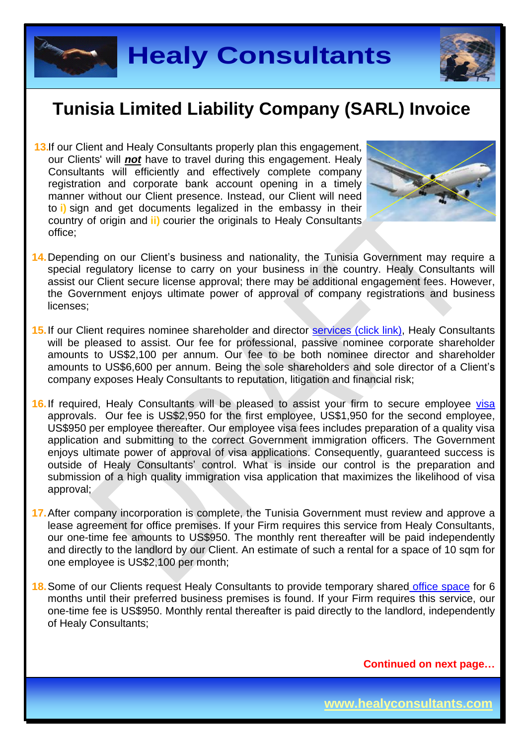# Tunisia Limited Liability Company (SARL) Invoice

13. If our Client and Healy Consultants properly plan this engagement, our Clients' will ***not*** have to travel during this engagement. Healy Consultants will efficiently and effectively complete company registration and corporate bank account opening in a timely manner without our Client presence. Instead, our Client will need to **i)** sign and get documents legalized in the embassy in their country of origin and **ii)** courier the originals to Healy Consultants office;

14. Depending on our Client's business and nationality, the Tunisia Government may require a special regulatory license to carry on your business in the country. Healy Consultants will assist our Client secure license approval; there may be additional engagement fees. However, the Government enjoys ultimate power of approval of company registrations and business licenses;

15. If our Client requires nominee shareholder and director services (click link), Healy Consultants will be pleased to assist. Our fee for professional, passive nominee corporate shareholder amounts to US$2,100 per annum. Our fee to be both nominee director and shareholder amounts to US$6,600 per annum. Being the sole shareholders and sole director of a Client's company exposes Healy Consultants to reputation, litigation and financial risk;

16. If required, Healy Consultants will be pleased to assist your firm to secure employee visa approvals. Our fee is US$2,950 for the first employee, US$1,950 for the second employee, US$950 per employee thereafter. Our employee visa fees includes preparation of a quality visa application and submitting to the correct Government immigration officers. The Government enjoys ultimate power of approval of visa applications. Consequently, guaranteed success is outside of Healy Consultants' control. What is inside our control is the preparation and submission of a high quality immigration visa application that maximizes the likelihood of visa approval;

17. After company incorporation is complete, the Tunisia Government must review and approve a lease agreement for office premises. If your Firm requires this service from Healy Consultants, our one-time fee amounts to US$950. The monthly rent thereafter will be paid independently and directly to the landlord by our Client. An estimate of such a rental for a space of 10 sqm for one employee is US$2,100 per month;

18. Some of our Clients request Healy Consultants to provide temporary shared office space for 6 months until their preferred business premises is found. If your Firm requires this service, our one-time fee is US$950. Monthly rental thereafter is paid directly to the landlord, independently of Healy Consultants;

**Continued on next page…**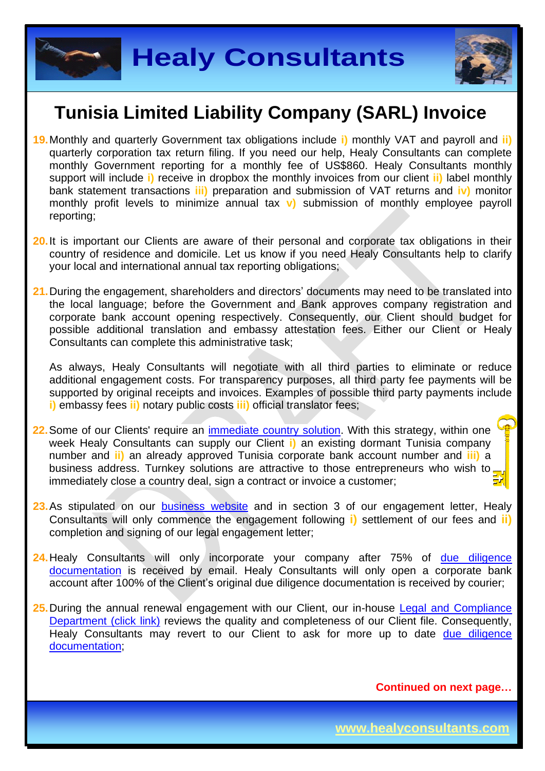# Tunisia Limited Liability Company (SARL) Invoice

19. Monthly and quarterly Government tax obligations include **i)** monthly VAT and payroll and **ii)** quarterly corporation tax return filing. If you need our help, Healy Consultants can complete monthly Government reporting for a monthly fee of US$860. Healy Consultants monthly support will include **i)** receive in dropbox the monthly invoices from our client **ii)** label monthly bank statement transactions **iii)** preparation and submission of VAT returns and **iv)** monitor monthly profit levels to minimize annual tax **v)** submission of monthly employee payroll reporting;

20. It is important our Clients are aware of their personal and corporate tax obligations in their country of residence and domicile. Let us know if you need Healy Consultants help to clarify your local and international annual tax reporting obligations;

21. During the engagement, shareholders and directors' documents may need to be translated into the local language; before the Government and Bank approves company registration and corporate bank account opening respectively. Consequently, our Client should budget for possible additional translation and embassy attestation fees. Either our Client or Healy Consultants can complete this administrative task;

    As always, Healy Consultants will negotiate with all third parties to eliminate or reduce additional engagement costs. For transparency purposes, all third party fee payments will be supported by original receipts and invoices. Examples of possible third party payments include **i)** embassy fees **ii)** notary public costs **iii)** official translator fees;

22. Some of our Clients' require an immediate country solution. With this strategy, within one week Healy Consultants can supply our Client **i)** an existing dormant Tunisia company number and **ii)** an already approved Tunisia corporate bank account number and **iii)** a business address. Turnkey solutions are attractive to those entrepreneurs who wish to immediately close a country deal, sign a contract or invoice a customer;

23. As stipulated on our business website and in section 3 of our engagement letter, Healy Consultants will only commence the engagement following **i)** settlement of our fees and **ii)** completion and signing of our legal engagement letter;

24. Healy Consultants will only incorporate your company after 75% of due diligence documentation is received by email. Healy Consultants will only open a corporate bank account after 100% of the Client's original due diligence documentation is received by courier;

25. During the annual renewal engagement with our Client, our in-house Legal and Compliance Department (click link) reviews the quality and completeness of our Client file. Consequently, Healy Consultants may revert to our Client to ask for more up to date due diligence documentation;

**Continued on next page…**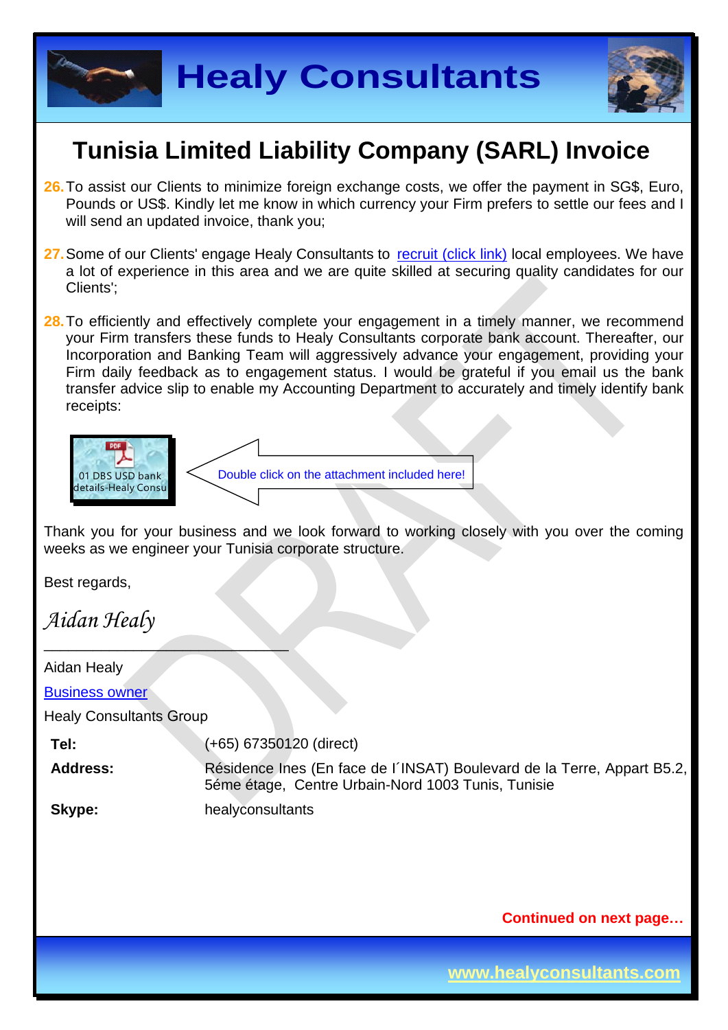# Tunisia Limited Liability Company (SARL) Invoice

26. To assist our Clients to minimize foreign exchange costs, we offer the payment in SG$, Euro, Pounds or US$. Kindly let me know in which currency your Firm prefers to settle our fees and I will send an updated invoice, thank you;

27. Some of our Clients' engage Healy Consultants to [recruit (click link)] local employees. We have a lot of experience in this area and we are quite skilled at securing quality candidates for our Clients';

28. To efficiently and effectively complete your engagement in a timely manner, we recommend your Firm transfers these funds to Healy Consultants corporate bank account. Thereafter, our Incorporation and Banking Team will aggressively advance your engagement, providing your Firm daily feedback as to engagement status. I would be grateful if you email us the bank transfer advice slip to enable my Accounting Department to accurately and timely identify bank receipts:

01 DBS USD bank details-Healy Consu

Double click on the attachment included here!

Thank you for your business and we look forward to working closely with you over the coming weeks as we engineer your Tunisia corporate structure.

Best regards,

*Aidan Healy*

_______________________________

Aidan Healy

Business owner

Healy Consultants Group

| | |
|---|---|
| **Tel:** | (+65) 67350120 (direct) |
| **Address:** | Résidence Ines (En face de l´INSAT) Boulevard de la Terre, Appart B5.2, 5éme étage, Centre Urbain-Nord 1003 Tunis, Tunisie |
| **Skype:** | healyconsultants |

**Continued on next page…**